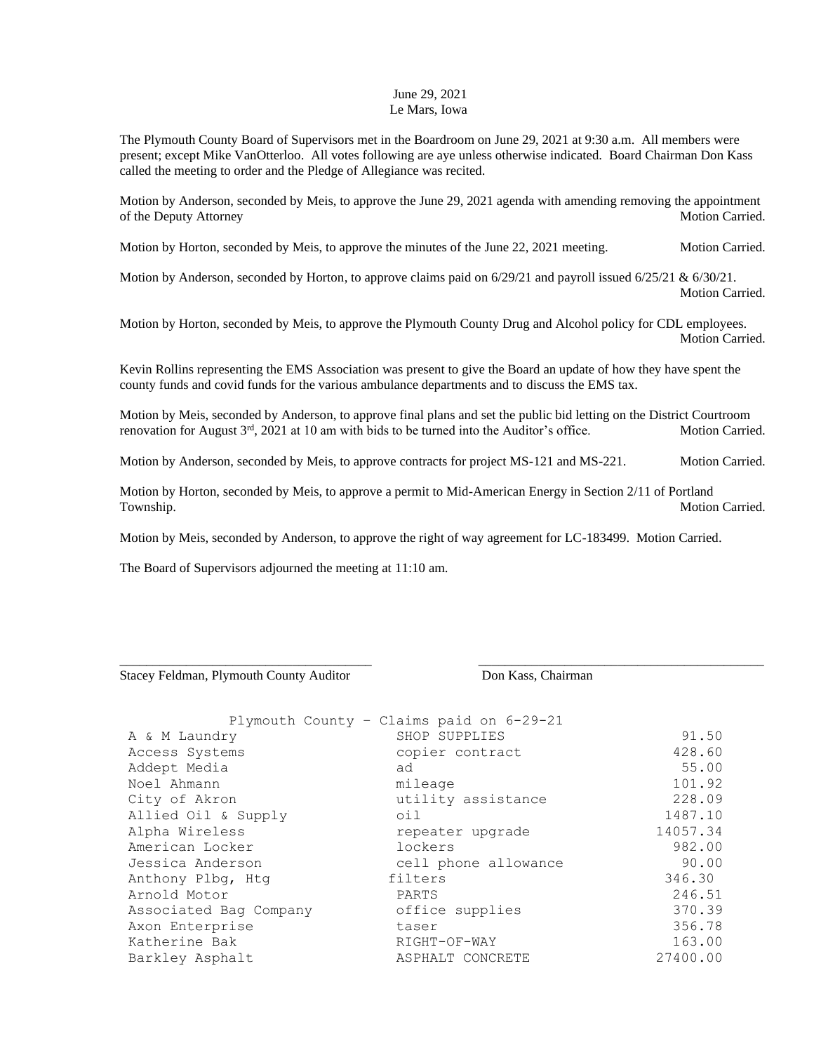June 29, 2021
Le Mars, Iowa

The Plymouth County Board of Supervisors met in the Boardroom on June 29, 2021 at 9:30 a.m. All members were present; except Mike VanOtterloo. All votes following are aye unless otherwise indicated. Board Chairman Don Kass called the meeting to order and the Pledge of Allegiance was recited.

Motion by Anderson, seconded by Meis, to approve the June 29, 2021 agenda with amending removing the appointment of the Deputy Attorney Motion Carried.

Motion by Horton, seconded by Meis, to approve the minutes of the June 22, 2021 meeting. Motion Carried.

Motion by Anderson, seconded by Horton, to approve claims paid on 6/29/21 and payroll issued 6/25/21 & 6/30/21. Motion Carried.

Motion by Horton, seconded by Meis, to approve the Plymouth County Drug and Alcohol policy for CDL employees. Motion Carried.

Kevin Rollins representing the EMS Association was present to give the Board an update of how they have spent the county funds and covid funds for the various ambulance departments and to discuss the EMS tax.

Motion by Meis, seconded by Anderson, to approve final plans and set the public bid letting on the District Courtroom renovation for August 3rd, 2021 at 10 am with bids to be turned into the Auditor's office. Motion Carried.

Motion by Anderson, seconded by Meis, to approve contracts for project MS-121 and MS-221. Motion Carried.

Motion by Horton, seconded by Meis, to approve a permit to Mid-American Energy in Section 2/11 of Portland Township. Motion Carried.

Motion by Meis, seconded by Anderson, to approve the right of way agreement for LC-183499. Motion Carried.

The Board of Supervisors adjourned the meeting at 11:10 am.

\_\_\_\_\_\_\_\_\_\_\_\_\_\_\_\_\_\_\_\_\_\_\_\_\_\_\_\_\_\_\_\_ \_\_\_\_\_\_\_\_\_\_\_\_\_\_\_\_\_\_\_\_\_\_\_\_\_\_\_\_\_\_\_\_

Stacey Feldman, Plymouth County Auditor Don Kass, Chairman

Plymouth County - Claims paid on 6-29-21

| | | |
|---|---|---|
| A & M Laundry | SHOP SUPPLIES | 91.50 |
| Access Systems | copier contract | 428.60 |
| Addept Media | ad | 55.00 |
| Noel Ahmann | mileage | 101.92 |
| City of Akron | utility assistance | 228.09 |
| Allied Oil & Supply | oil | 1487.10 |
| Alpha Wireless | repeater upgrade | 14057.34 |
| American Locker | lockers | 982.00 |
| Jessica Anderson | cell phone allowance | 90.00 |
| Anthony Plbg, Htg | filters | 346.30 |
| Arnold Motor | PARTS | 246.51 |
| Associated Bag Company | office supplies | 370.39 |
| Axon Enterprise | taser | 356.78 |
| Katherine Bak | RIGHT-OF-WAY | 163.00 |
| Barkley Asphalt | ASPHALT CONCRETE | 27400.00 |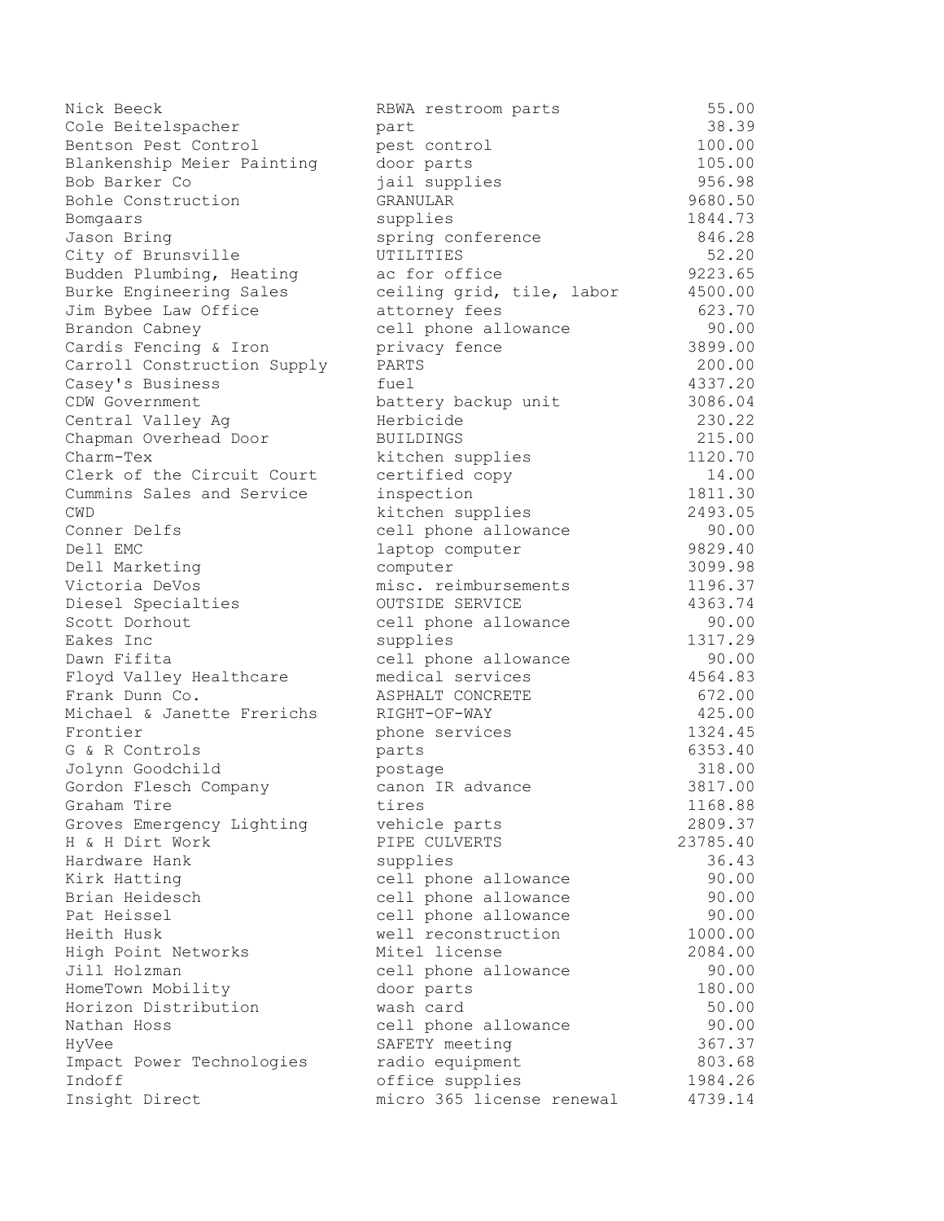| | | |
|---|---|---|
| Nick Beeck | RBWA restroom parts | 55.00 |
| Cole Beitelspacher | part | 38.39 |
| Bentson Pest Control | pest control | 100.00 |
| Blankenship Meier Painting | door parts | 105.00 |
| Bob Barker Co | jail supplies | 956.98 |
| Bohle Construction | GRANULAR | 9680.50 |
| Bomgaars | supplies | 1844.73 |
| Jason Bring | spring conference | 846.28 |
| City of Brunsville | UTILITIES | 52.20 |
| Budden Plumbing, Heating | ac for office | 9223.65 |
| Burke Engineering Sales | ceiling grid, tile, labor | 4500.00 |
| Jim Bybee Law Office | attorney fees | 623.70 |
| Brandon Cabney | cell phone allowance | 90.00 |
| Cardis Fencing & Iron | privacy fence | 3899.00 |
| Carroll Construction Supply | PARTS | 200.00 |
| Casey's Business | fuel | 4337.20 |
| CDW Government | battery backup unit | 3086.04 |
| Central Valley Ag | Herbicide | 230.22 |
| Chapman Overhead Door | BUILDINGS | 215.00 |
| Charm-Tex | kitchen supplies | 1120.70 |
| Clerk of the Circuit Court | certified copy | 14.00 |
| Cummins Sales and Service | inspection | 1811.30 |
| CWD | kitchen supplies | 2493.05 |
| Conner Delfs | cell phone allowance | 90.00 |
| Dell EMC | laptop computer | 9829.40 |
| Dell Marketing | computer | 3099.98 |
| Victoria DeVos | misc. reimbursements | 1196.37 |
| Diesel Specialties | OUTSIDE SERVICE | 4363.74 |
| Scott Dorhout | cell phone allowance | 90.00 |
| Eakes Inc | supplies | 1317.29 |
| Dawn Fifita | cell phone allowance | 90.00 |
| Floyd Valley Healthcare | medical services | 4564.83 |
| Frank Dunn Co. | ASPHALT CONCRETE | 672.00 |
| Michael & Janette Frerichs | RIGHT-OF-WAY | 425.00 |
| Frontier | phone services | 1324.45 |
| G & R Controls | parts | 6353.40 |
| Jolynn Goodchild | postage | 318.00 |
| Gordon Flesch Company | canon IR advance | 3817.00 |
| Graham Tire | tires | 1168.88 |
| Groves Emergency Lighting | vehicle parts | 2809.37 |
| H & H Dirt Work | PIPE CULVERTS | 23785.40 |
| Hardware Hank | supplies | 36.43 |
| Kirk Hatting | cell phone allowance | 90.00 |
| Brian Heidesch | cell phone allowance | 90.00 |
| Pat Heissel | cell phone allowance | 90.00 |
| Heith Husk | well reconstruction | 1000.00 |
| High Point Networks | Mitel license | 2084.00 |
| Jill Holzman | cell phone allowance | 90.00 |
| HomeTown Mobility | door parts | 180.00 |
| Horizon Distribution | wash card | 50.00 |
| Nathan Hoss | cell phone allowance | 90.00 |
| HyVee | SAFETY meeting | 367.37 |
| Impact Power Technologies | radio equipment | 803.68 |
| Indoff | office supplies | 1984.26 |
| Insight Direct | micro 365 license renewal | 4739.14 |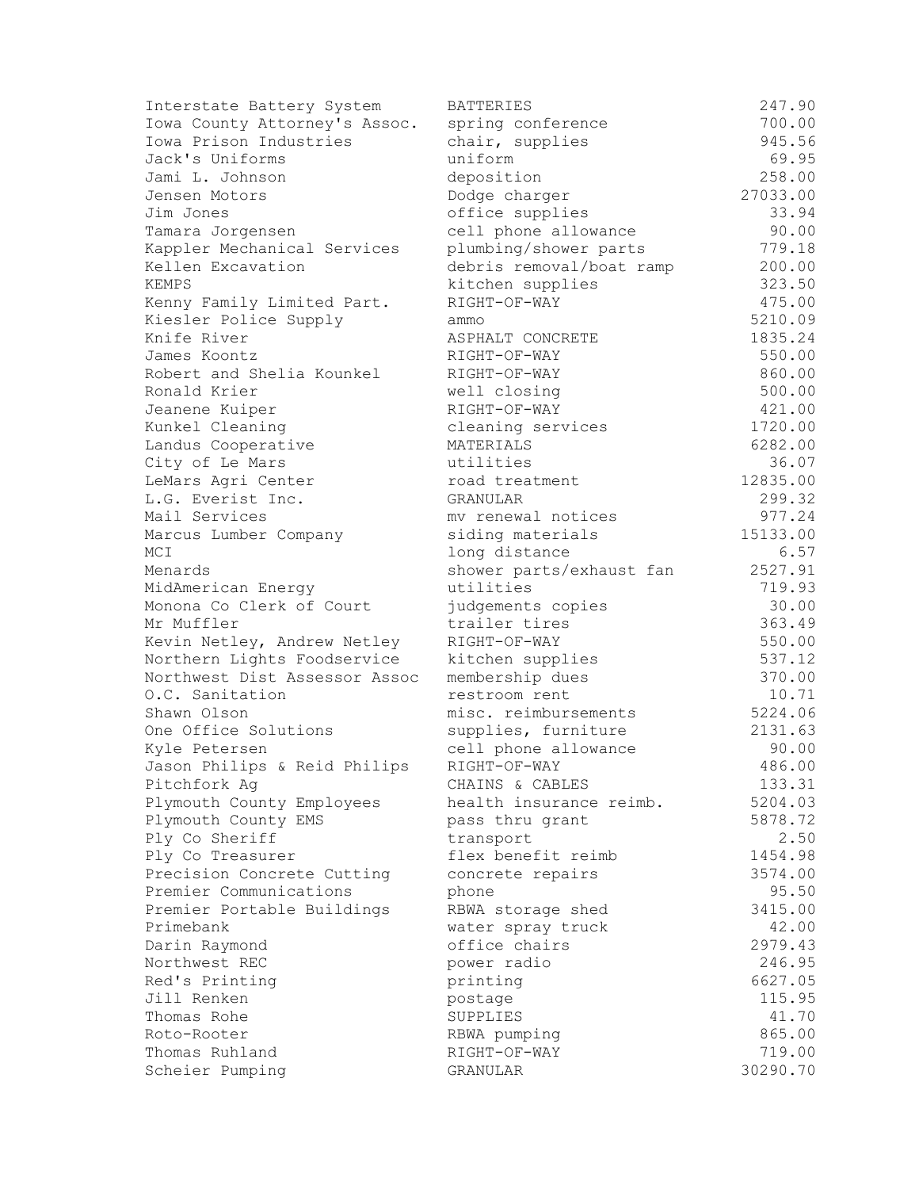| | | |
|---|---|---|
| Interstate Battery System | BATTERIES | 247.90 |
| Iowa County Attorney's Assoc. | spring conference | 700.00 |
| Iowa Prison Industries | chair, supplies | 945.56 |
| Jack's Uniforms | uniform | 69.95 |
| Jami L. Johnson | deposition | 258.00 |
| Jensen Motors | Dodge charger | 27033.00 |
| Jim Jones | office supplies | 33.94 |
| Tamara Jorgensen | cell phone allowance | 90.00 |
| Kappler Mechanical Services | plumbing/shower parts | 779.18 |
| Kellen Excavation | debris removal/boat ramp | 200.00 |
| KEMPS | kitchen supplies | 323.50 |
| Kenny Family Limited Part. | RIGHT-OF-WAY | 475.00 |
| Kiesler Police Supply | ammo | 5210.09 |
| Knife River | ASPHALT CONCRETE | 1835.24 |
| James Koontz | RIGHT-OF-WAY | 550.00 |
| Robert and Shelia Kounkel | RIGHT-OF-WAY | 860.00 |
| Ronald Krier | well closing | 500.00 |
| Jeanene Kuiper | RIGHT-OF-WAY | 421.00 |
| Kunkel Cleaning | cleaning services | 1720.00 |
| Landus Cooperative | MATERIALS | 6282.00 |
| City of Le Mars | utilities | 36.07 |
| LeMars Agri Center | road treatment | 12835.00 |
| L.G. Everist Inc. | GRANULAR | 299.32 |
| Mail Services | mv renewal notices | 977.24 |
| Marcus Lumber Company | siding materials | 15133.00 |
| MCI | long distance | 6.57 |
| Menards | shower parts/exhaust fan | 2527.91 |
| MidAmerican Energy | utilities | 719.93 |
| Monona Co Clerk of Court | judgements copies | 30.00 |
| Mr Muffler | trailer tires | 363.49 |
| Kevin Netley, Andrew Netley | RIGHT-OF-WAY | 550.00 |
| Northern Lights Foodservice | kitchen supplies | 537.12 |
| Northwest Dist Assessor Assoc | membership dues | 370.00 |
| O.C. Sanitation | restroom rent | 10.71 |
| Shawn Olson | misc. reimbursements | 5224.06 |
| One Office Solutions | supplies, furniture | 2131.63 |
| Kyle Petersen | cell phone allowance | 90.00 |
| Jason Philips & Reid Philips | RIGHT-OF-WAY | 486.00 |
| Pitchfork Ag | CHAINS & CABLES | 133.31 |
| Plymouth County Employees | health insurance reimb. | 5204.03 |
| Plymouth County EMS | pass thru grant | 5878.72 |
| Ply Co Sheriff | transport | 2.50 |
| Ply Co Treasurer | flex benefit reimb | 1454.98 |
| Precision Concrete Cutting | concrete repairs | 3574.00 |
| Premier Communications | phone | 95.50 |
| Premier Portable Buildings | RBWA storage shed | 3415.00 |
| Primebank | water spray truck | 42.00 |
| Darin Raymond | office chairs | 2979.43 |
| Northwest REC | power radio | 246.95 |
| Red's Printing | printing | 6627.05 |
| Jill Renken | postage | 115.95 |
| Thomas Rohe | SUPPLIES | 41.70 |
| Roto-Rooter | RBWA pumping | 865.00 |
| Thomas Ruhland | RIGHT-OF-WAY | 719.00 |
| Scheier Pumping | GRANULAR | 30290.70 |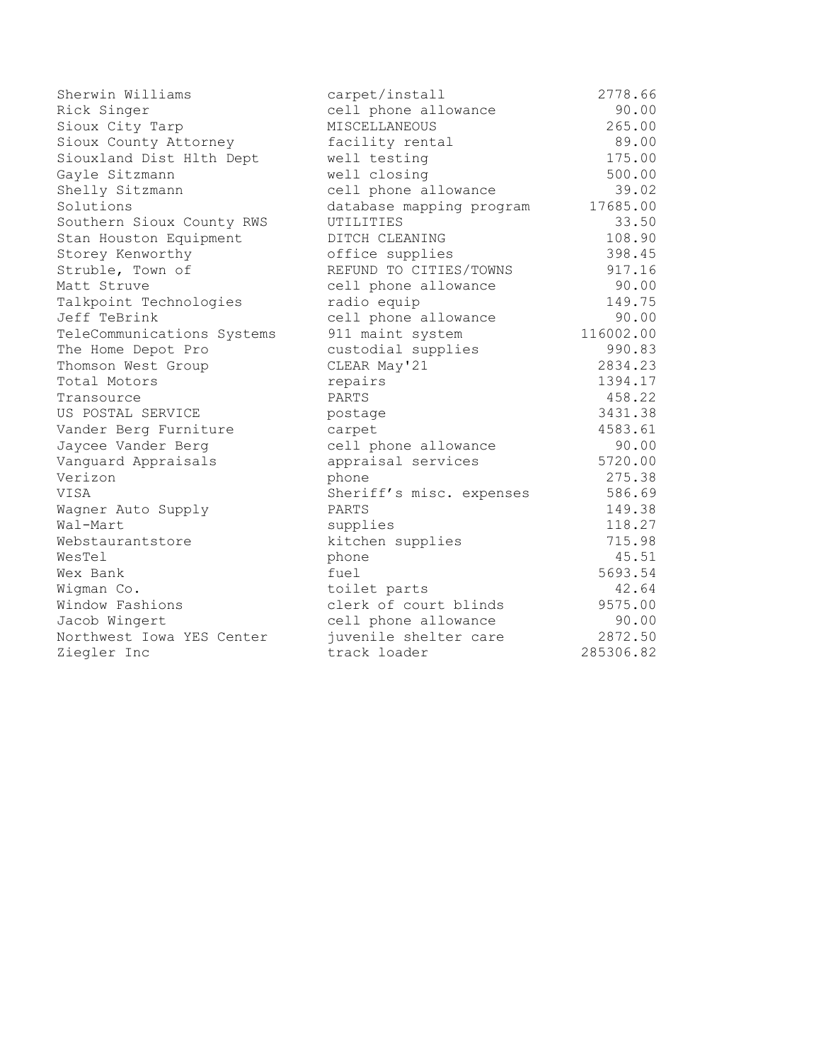| | | |
|---|---|---|
| Sherwin Williams | carpet/install | 2778.66 |
| Rick Singer | cell phone allowance | 90.00 |
| Sioux City Tarp | MISCELLANEOUS | 265.00 |
| Sioux County Attorney | facility rental | 89.00 |
| Siouxland Dist Hlth Dept | well testing | 175.00 |
| Gayle Sitzmann | well closing | 500.00 |
| Shelly Sitzmann | cell phone allowance | 39.02 |
| Solutions | database mapping program | 17685.00 |
| Southern Sioux County RWS | UTILITIES | 33.50 |
| Stan Houston Equipment | DITCH CLEANING | 108.90 |
| Storey Kenworthy | office supplies | 398.45 |
| Struble, Town of | REFUND TO CITIES/TOWNS | 917.16 |
| Matt Struve | cell phone allowance | 90.00 |
| Talkpoint Technologies | radio equip | 149.75 |
| Jeff TeBrink | cell phone allowance | 90.00 |
| TeleCommunications Systems | 911 maint system | 116002.00 |
| The Home Depot Pro | custodial supplies | 990.83 |
| Thomson West Group | CLEAR May'21 | 2834.23 |
| Total Motors | repairs | 1394.17 |
| Transource | PARTS | 458.22 |
| US POSTAL SERVICE | postage | 3431.38 |
| Vander Berg Furniture | carpet | 4583.61 |
| Jaycee Vander Berg | cell phone allowance | 90.00 |
| Vanguard Appraisals | appraisal services | 5720.00 |
| Verizon | phone | 275.38 |
| VISA | Sheriff's misc. expenses | 586.69 |
| Wagner Auto Supply | PARTS | 149.38 |
| Wal-Mart | supplies | 118.27 |
| Webstaurantstore | kitchen supplies | 715.98 |
| WesTel | phone | 45.51 |
| Wex Bank | fuel | 5693.54 |
| Wigman Co. | toilet parts | 42.64 |
| Window Fashions | clerk of court blinds | 9575.00 |
| Jacob Wingert | cell phone allowance | 90.00 |
| Northwest Iowa YES Center | juvenile shelter care | 2872.50 |
| Ziegler Inc | track loader | 285306.82 |